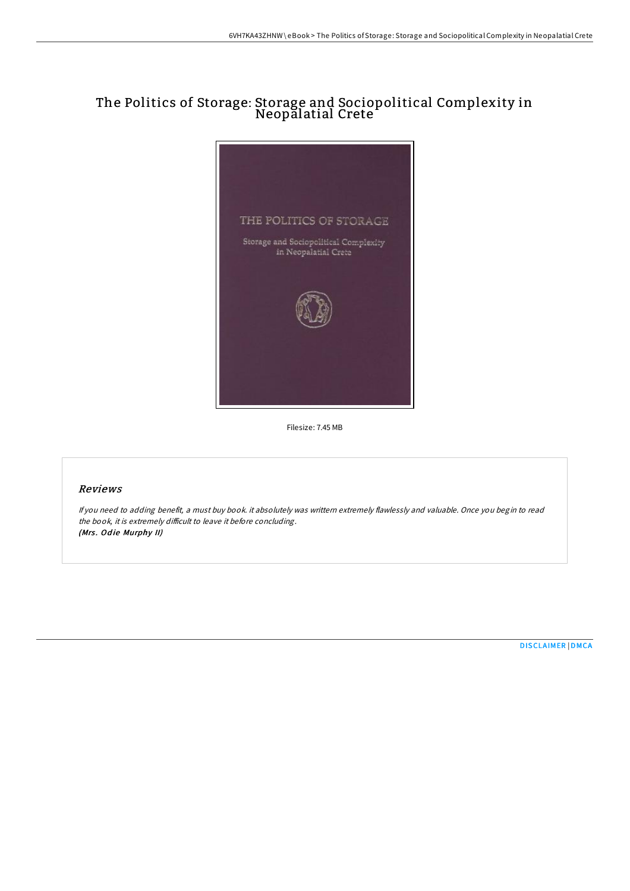# The Politics of Storage: Storage and Sociopolitical Complexity in Neopalatial Crete

Filesize: 7.45 MB

## Reviews

*If you need to adding benefit, a must buy book. it absolutely was writtern extremely flawlessly and valuable. Once you begin to read the book, it is extremely difficult to leave it before concluding.*
***(Mrs. Odie Murphy II)***

DISCLAIMER | DMCA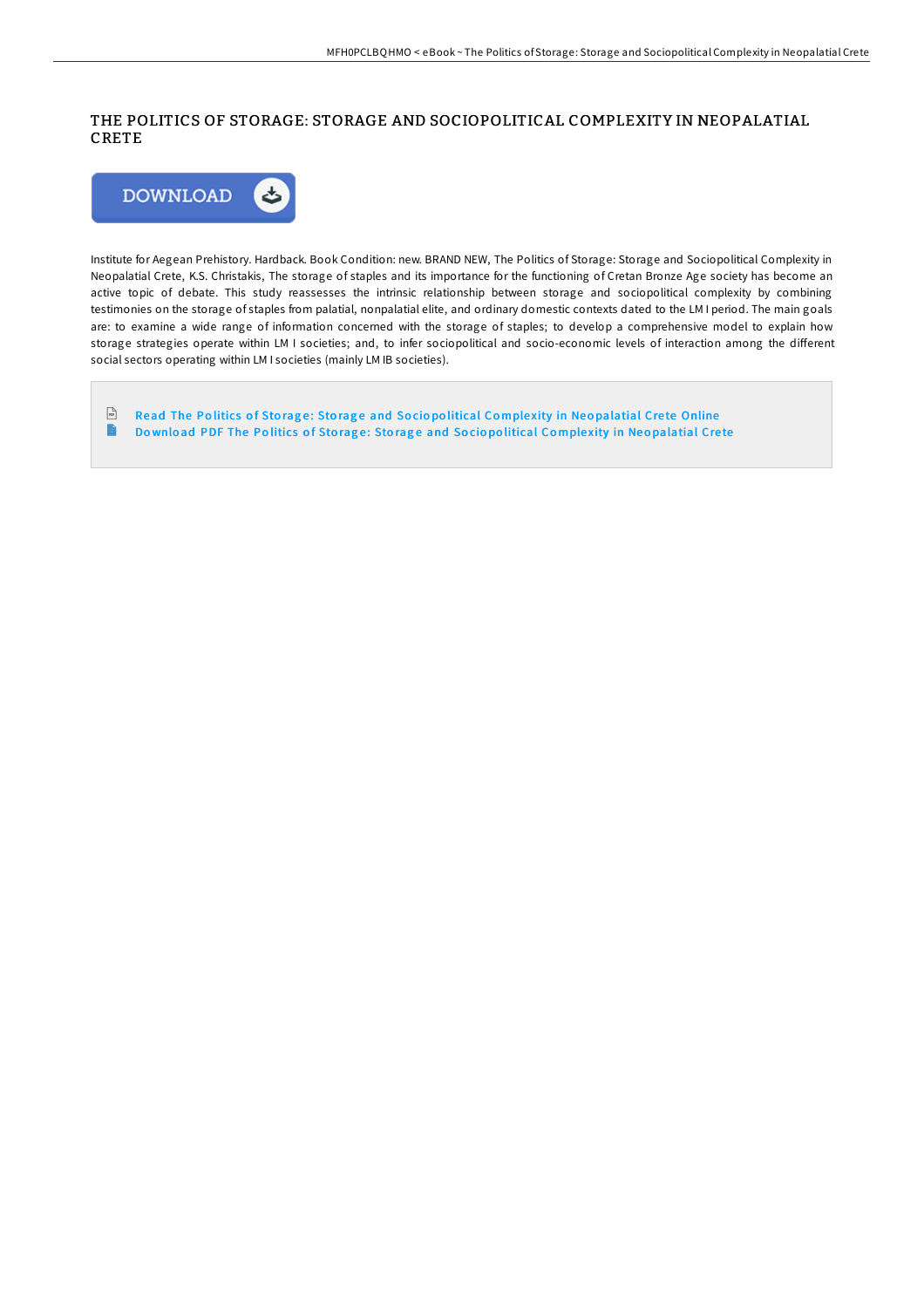# THE POLITICS OF STORAGE: STORAGE AND SOCIOPOLITICAL COMPLEXITY IN NEOPALATIAL CRETE

DOWNLOAD

Institute for Aegean Prehistory. Hardback. Book Condition: new. BRAND NEW, The Politics of Storage: Storage and Sociopolitical Complexity in Neopalatial Crete, K.S. Christakis, The storage of staples and its importance for the functioning of Cretan Bronze Age society has become an active topic of debate. This study reassesses the intrinsic relationship between storage and sociopolitical complexity by combining testimonies on the storage of staples from palatial, nonpalatial elite, and ordinary domestic contexts dated to the LM I period. The main goals are: to examine a wide range of information concerned with the storage of staples; to develop a comprehensive model to explain how storage strategies operate within LM I societies; and, to infer sociopolitical and socio-economic levels of interaction among the different social sectors operating within LM I societies (mainly LM IB societies).

Read The Politics of Storage: Storage and Sociopolitical Complexity in Neopalatial Crete Online

Download PDF The Politics of Storage: Storage and Sociopolitical Complexity in Neopalatial Crete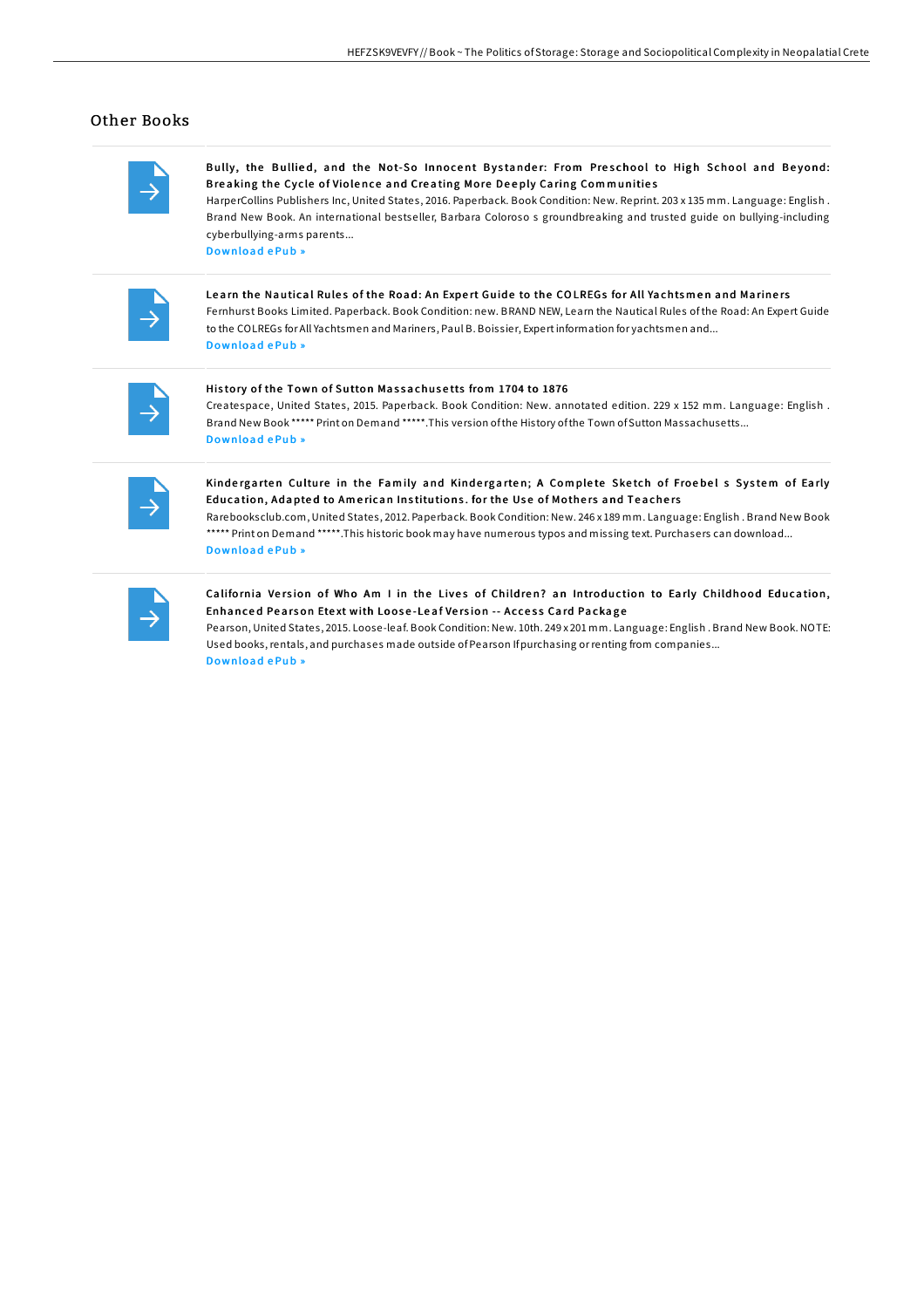## Other Books

**Bully, the Bullied, and the Not-So Innocent Bystander: From Preschool to High School and Beyond: Breaking the Cycle of Violence and Creating More Deeply Caring Communities**

HarperCollins Publishers Inc, United States, 2016. Paperback. Book Condition: New. Reprint. 203 x 135 mm. Language: English . Brand New Book. An international bestseller, Barbara Coloroso s groundbreaking and trusted guide on bullying-including cyberbullying-arms parents...

Download ePub »

**Learn the Nautical Rules of the Road: An Expert Guide to the COLREGs for All Yachtsmen and Mariners**

Fernhurst Books Limited. Paperback. Book Condition: new. BRAND NEW, Learn the Nautical Rules of the Road: An Expert Guide to the COLREGs for All Yachtsmen and Mariners, Paul B. Boissier, Expert information for yachtsmen and...

Download ePub »

**History of the Town of Sutton Massachusetts from 1704 to 1876**

Createspace, United States, 2015. Paperback. Book Condition: New. annotated edition. 229 x 152 mm. Language: English . Brand New Book ***** Print on Demand *****.This version of the History of the Town of Sutton Massachusetts...

Download ePub »

**Kindergarten Culture in the Family and Kindergarten; A Complete Sketch of Froebel s System of Early Education, Adapted to American Institutions. for the Use of Mothers and Teachers**

Rarebooksclub.com, United States, 2012. Paperback. Book Condition: New. 246 x 189 mm. Language: English . Brand New Book ***** Print on Demand *****.This historic book may have numerous typos and missing text. Purchasers can download...

Download ePub »

**California Version of Who Am I in the Lives of Children? an Introduction to Early Childhood Education, Enhanced Pearson Etext with Loose-Leaf Version -- Access Card Package**

Pearson, United States, 2015. Loose-leaf. Book Condition: New. 10th. 249 x 201 mm. Language: English . Brand New Book. NOTE: Used books, rentals, and purchases made outside of Pearson If purchasing or renting from companies...

Download ePub »